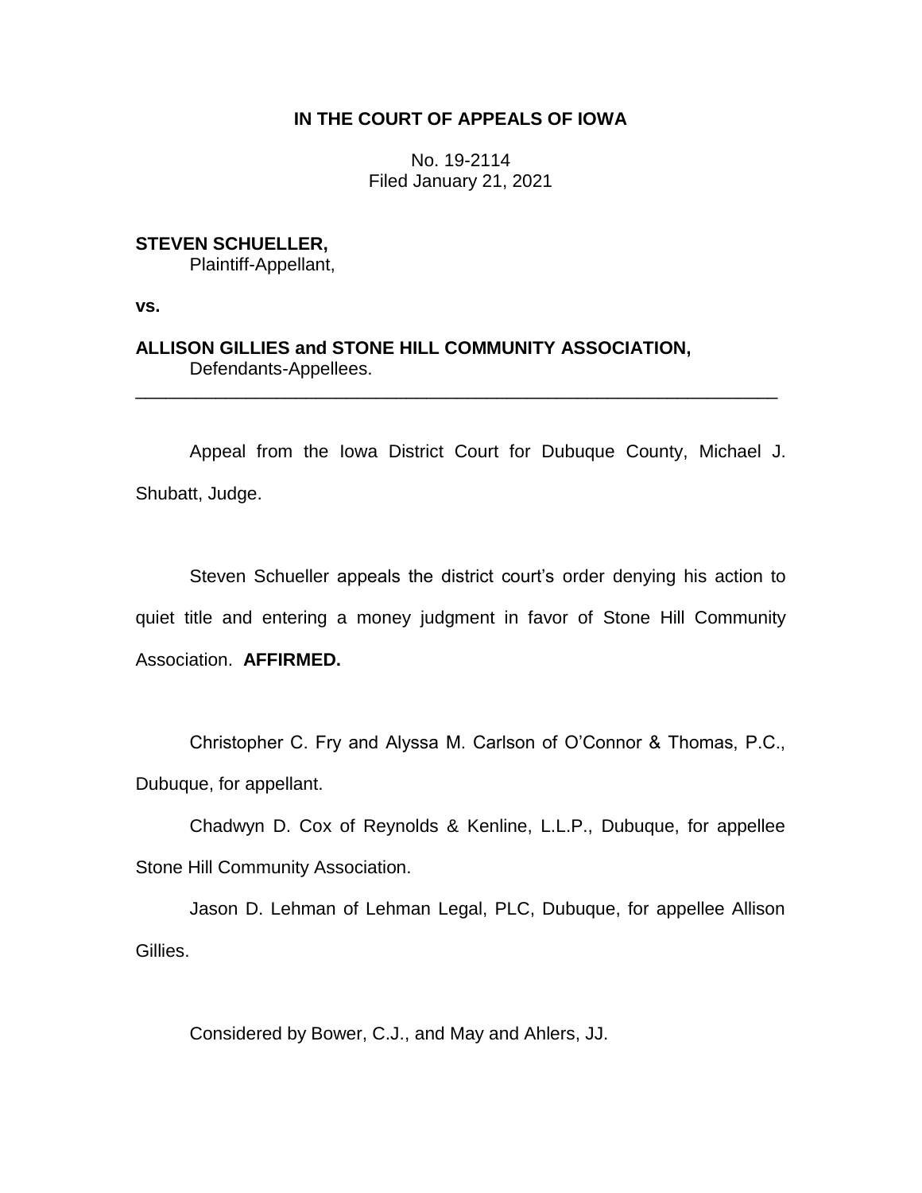**IN THE COURT OF APPEALS OF IOWA**

No. 19-2114
Filed January 21, 2021

**STEVEN SCHUELLER,**
Plaintiff-Appellant,

**vs.**

**ALLISON GILLIES and STONE HILL COMMUNITY ASSOCIATION,**
Defendants-Appellees.

---

Appeal from the Iowa District Court for Dubuque County, Michael J. Shubatt, Judge.

Steven Schueller appeals the district court's order denying his action to quiet title and entering a money judgment in favor of Stone Hill Community Association. **AFFIRMED.**

Christopher C. Fry and Alyssa M. Carlson of O'Connor & Thomas, P.C., Dubuque, for appellant.

Chadwyn D. Cox of Reynolds & Kenline, L.L.P., Dubuque, for appellee Stone Hill Community Association.

Jason D. Lehman of Lehman Legal, PLC, Dubuque, for appellee Allison Gillies.

Considered by Bower, C.J., and May and Ahlers, JJ.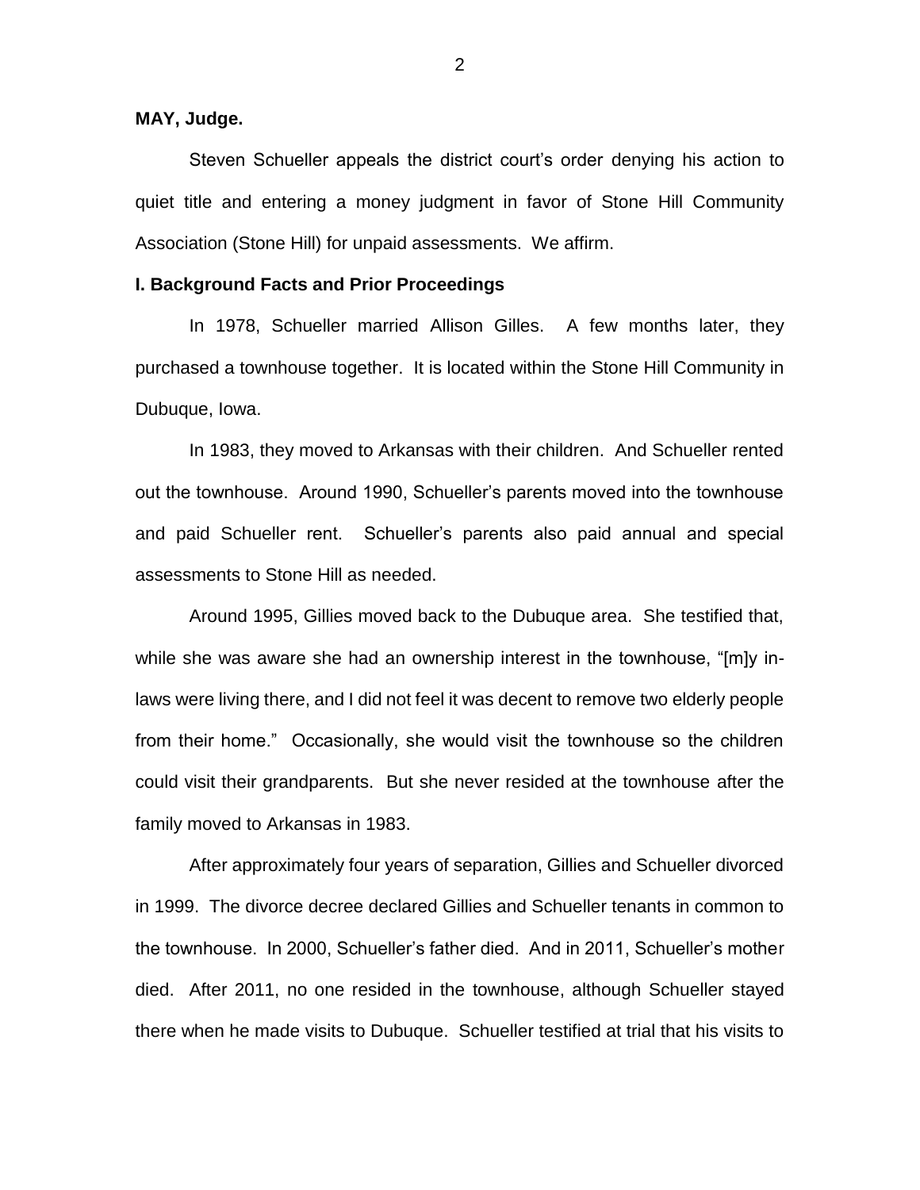**MAY, Judge.**

Steven Schueller appeals the district court's order denying his action to quiet title and entering a money judgment in favor of Stone Hill Community Association (Stone Hill) for unpaid assessments. We affirm.

**I. Background Facts and Prior Proceedings**

In 1978, Schueller married Allison Gilles. A few months later, they purchased a townhouse together. It is located within the Stone Hill Community in Dubuque, Iowa.

In 1983, they moved to Arkansas with their children. And Schueller rented out the townhouse. Around 1990, Schueller's parents moved into the townhouse and paid Schueller rent. Schueller's parents also paid annual and special assessments to Stone Hill as needed.

Around 1995, Gillies moved back to the Dubuque area. She testified that, while she was aware she had an ownership interest in the townhouse, "[m]y in-laws were living there, and I did not feel it was decent to remove two elderly people from their home." Occasionally, she would visit the townhouse so the children could visit their grandparents. But she never resided at the townhouse after the family moved to Arkansas in 1983.

After approximately four years of separation, Gillies and Schueller divorced in 1999. The divorce decree declared Gillies and Schueller tenants in common to the townhouse. In 2000, Schueller's father died. And in 2011, Schueller's mother died. After 2011, no one resided in the townhouse, although Schueller stayed there when he made visits to Dubuque. Schueller testified at trial that his visits to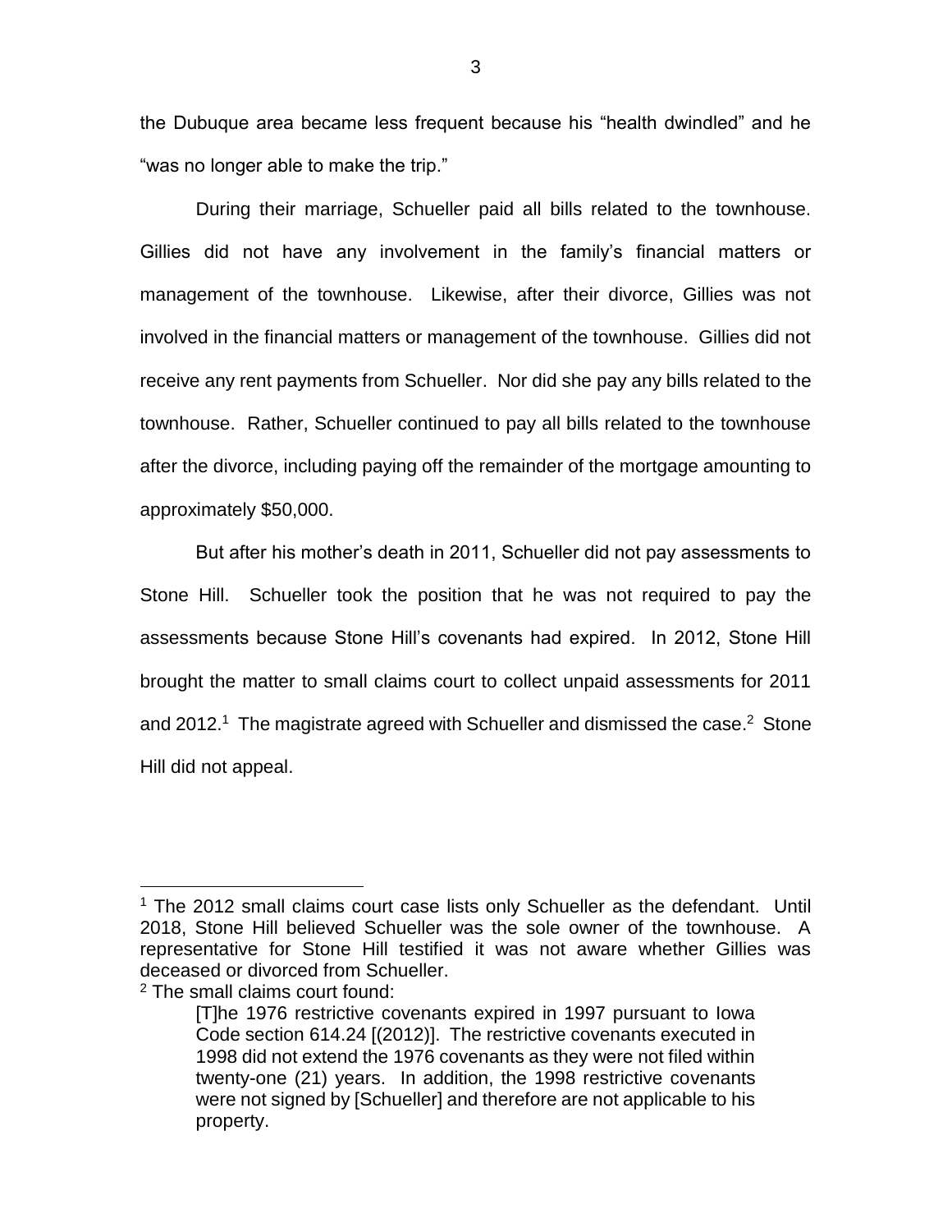the Dubuque area became less frequent because his "health dwindled" and he "was no longer able to make the trip."

During their marriage, Schueller paid all bills related to the townhouse. Gillies did not have any involvement in the family's financial matters or management of the townhouse. Likewise, after their divorce, Gillies was not involved in the financial matters or management of the townhouse. Gillies did not receive any rent payments from Schueller. Nor did she pay any bills related to the townhouse. Rather, Schueller continued to pay all bills related to the townhouse after the divorce, including paying off the remainder of the mortgage amounting to approximately $50,000.

But after his mother's death in 2011, Schueller did not pay assessments to Stone Hill. Schueller took the position that he was not required to pay the assessments because Stone Hill's covenants had expired. In 2012, Stone Hill brought the matter to small claims court to collect unpaid assessments for 2011 and 2012.[1] The magistrate agreed with Schueller and dismissed the case.[2] Stone Hill did not appeal.

---

[1] The 2012 small claims court case lists only Schueller as the defendant. Until 2018, Stone Hill believed Schueller was the sole owner of the townhouse. A representative for Stone Hill testified it was not aware whether Gillies was deceased or divorced from Schueller.

[2] The small claims court found:

> [T]he 1976 restrictive covenants expired in 1997 pursuant to Iowa Code section 614.24 [(2012)]. The restrictive covenants executed in 1998 did not extend the 1976 covenants as they were not filed within twenty-one (21) years. In addition, the 1998 restrictive covenants were not signed by [Schueller] and therefore are not applicable to his property.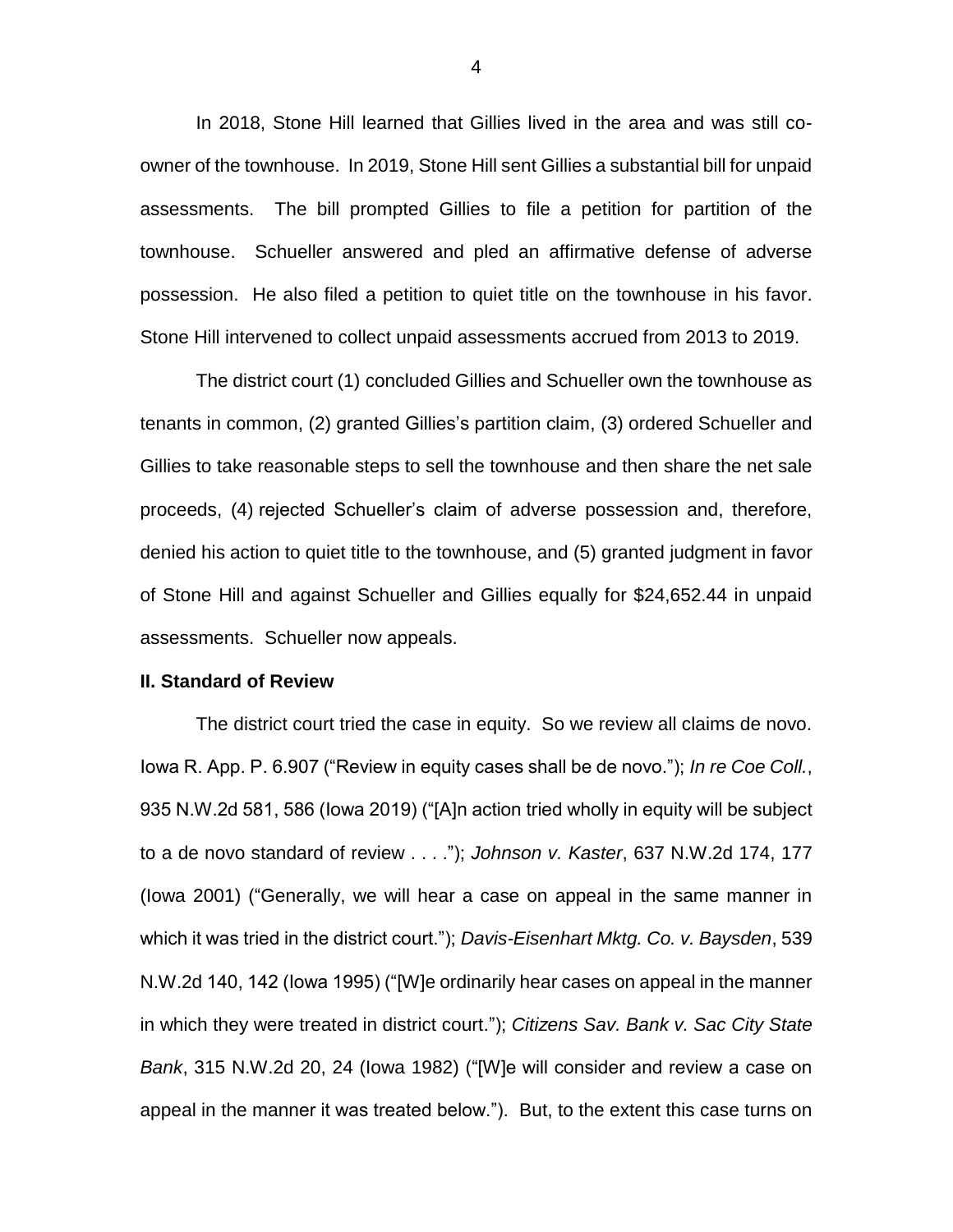In 2018, Stone Hill learned that Gillies lived in the area and was still co-owner of the townhouse. In 2019, Stone Hill sent Gillies a substantial bill for unpaid assessments. The bill prompted Gillies to file a petition for partition of the townhouse. Schueller answered and pled an affirmative defense of adverse possession. He also filed a petition to quiet title on the townhouse in his favor. Stone Hill intervened to collect unpaid assessments accrued from 2013 to 2019.

The district court (1) concluded Gillies and Schueller own the townhouse as tenants in common, (2) granted Gillies's partition claim, (3) ordered Schueller and Gillies to take reasonable steps to sell the townhouse and then share the net sale proceeds, (4) rejected Schueller's claim of adverse possession and, therefore, denied his action to quiet title to the townhouse, and (5) granted judgment in favor of Stone Hill and against Schueller and Gillies equally for $24,652.44 in unpaid assessments. Schueller now appeals.

**II. Standard of Review**

The district court tried the case in equity. So we review all claims de novo. Iowa R. App. P. 6.907 ("Review in equity cases shall be de novo."); *In re Coe Coll.*, 935 N.W.2d 581, 586 (Iowa 2019) ("[A]n action tried wholly in equity will be subject to a de novo standard of review . . . ."); *Johnson v. Kaster*, 637 N.W.2d 174, 177 (Iowa 2001) ("Generally, we will hear a case on appeal in the same manner in which it was tried in the district court."); *Davis-Eisenhart Mktg. Co. v. Baysden*, 539 N.W.2d 140, 142 (Iowa 1995) ("[W]e ordinarily hear cases on appeal in the manner in which they were treated in district court."); *Citizens Sav. Bank v. Sac City State Bank*, 315 N.W.2d 20, 24 (Iowa 1982) ("[W]e will consider and review a case on appeal in the manner it was treated below."). But, to the extent this case turns on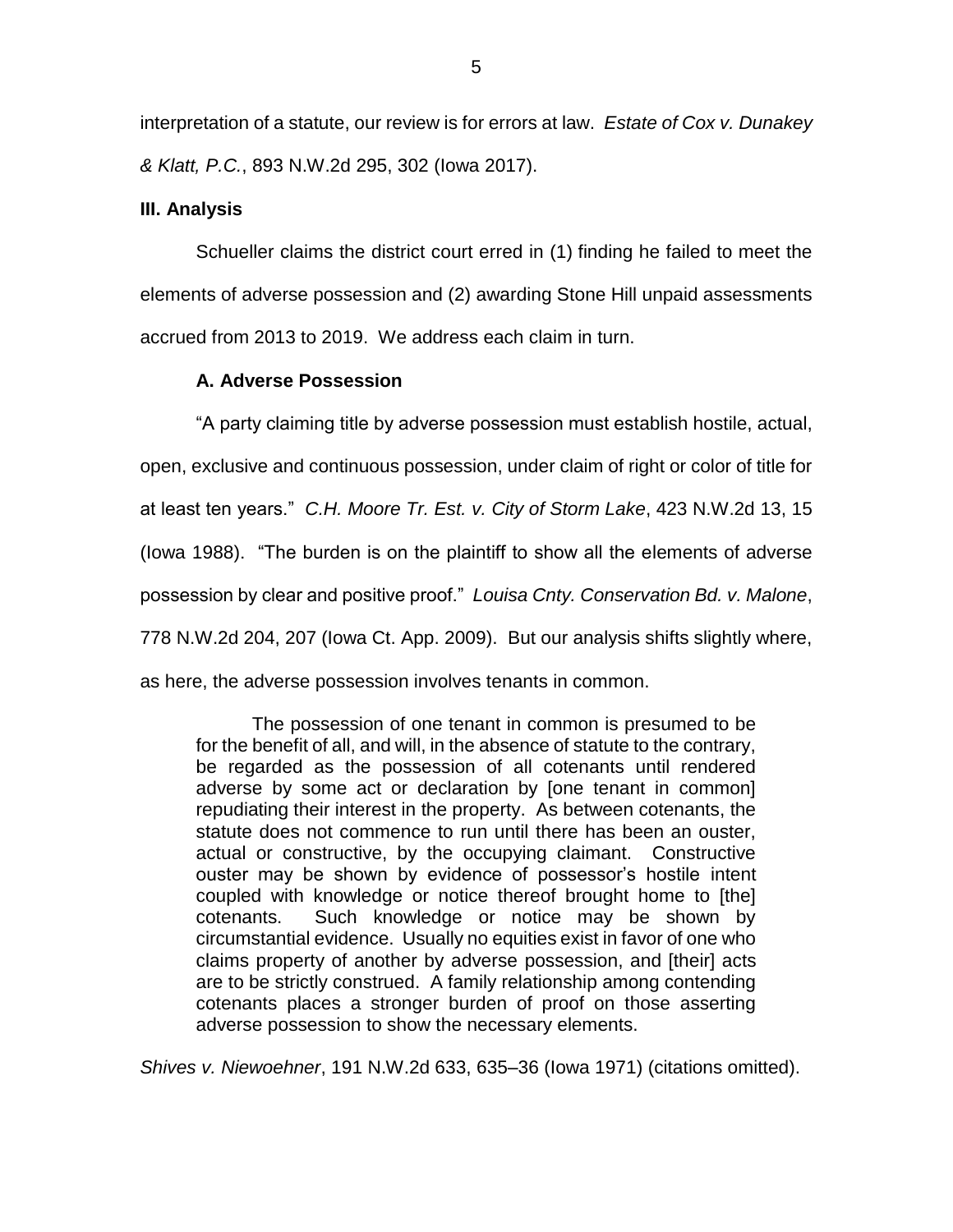interpretation of a statute, our review is for errors at law. *Estate of Cox v. Dunakey & Klatt, P.C.*, 893 N.W.2d 295, 302 (Iowa 2017).

### III. Analysis

Schueller claims the district court erred in (1) finding he failed to meet the elements of adverse possession and (2) awarding Stone Hill unpaid assessments accrued from 2013 to 2019. We address each claim in turn.

#### A. Adverse Possession

"A party claiming title by adverse possession must establish hostile, actual, open, exclusive and continuous possession, under claim of right or color of title for at least ten years." *C.H. Moore Tr. Est. v. City of Storm Lake*, 423 N.W.2d 13, 15 (Iowa 1988). "The burden is on the plaintiff to show all the elements of adverse possession by clear and positive proof." *Louisa Cnty. Conservation Bd. v. Malone*, 778 N.W.2d 204, 207 (Iowa Ct. App. 2009). But our analysis shifts slightly where, as here, the adverse possession involves tenants in common.

> The possession of one tenant in common is presumed to be for the benefit of all, and will, in the absence of statute to the contrary, be regarded as the possession of all cotenants until rendered adverse by some act or declaration by [one tenant in common] repudiating their interest in the property. As between cotenants, the statute does not commence to run until there has been an ouster, actual or constructive, by the occupying claimant. Constructive ouster may be shown by evidence of possessor's hostile intent coupled with knowledge or notice thereof brought home to [the] cotenants. Such knowledge or notice may be shown by circumstantial evidence. Usually no equities exist in favor of one who claims property of another by adverse possession, and [their] acts are to be strictly construed. A family relationship among contending cotenants places a stronger burden of proof on those asserting adverse possession to show the necessary elements.

*Shives v. Niewoehner*, 191 N.W.2d 633, 635–36 (Iowa 1971) (citations omitted).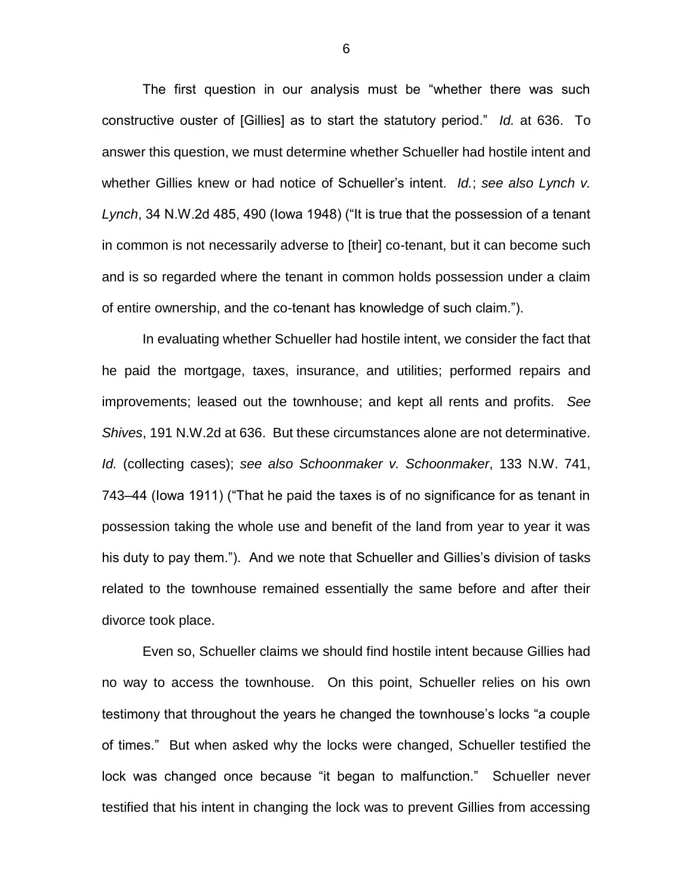The first question in our analysis must be "whether there was such constructive ouster of [Gillies] as to start the statutory period." *Id.* at 636. To answer this question, we must determine whether Schueller had hostile intent and whether Gillies knew or had notice of Schueller's intent. *Id.*; *see also Lynch v. Lynch*, 34 N.W.2d 485, 490 (Iowa 1948) ("It is true that the possession of a tenant in common is not necessarily adverse to [their] co-tenant, but it can become such and is so regarded where the tenant in common holds possession under a claim of entire ownership, and the co-tenant has knowledge of such claim.").

In evaluating whether Schueller had hostile intent, we consider the fact that he paid the mortgage, taxes, insurance, and utilities; performed repairs and improvements; leased out the townhouse; and kept all rents and profits. *See Shives*, 191 N.W.2d at 636. But these circumstances alone are not determinative. *Id.* (collecting cases); *see also Schoonmaker v. Schoonmaker*, 133 N.W. 741, 743–44 (Iowa 1911) ("That he paid the taxes is of no significance for as tenant in possession taking the whole use and benefit of the land from year to year it was his duty to pay them."). And we note that Schueller and Gillies's division of tasks related to the townhouse remained essentially the same before and after their divorce took place.

Even so, Schueller claims we should find hostile intent because Gillies had no way to access the townhouse. On this point, Schueller relies on his own testimony that throughout the years he changed the townhouse's locks "a couple of times." But when asked why the locks were changed, Schueller testified the lock was changed once because "it began to malfunction." Schueller never testified that his intent in changing the lock was to prevent Gillies from accessing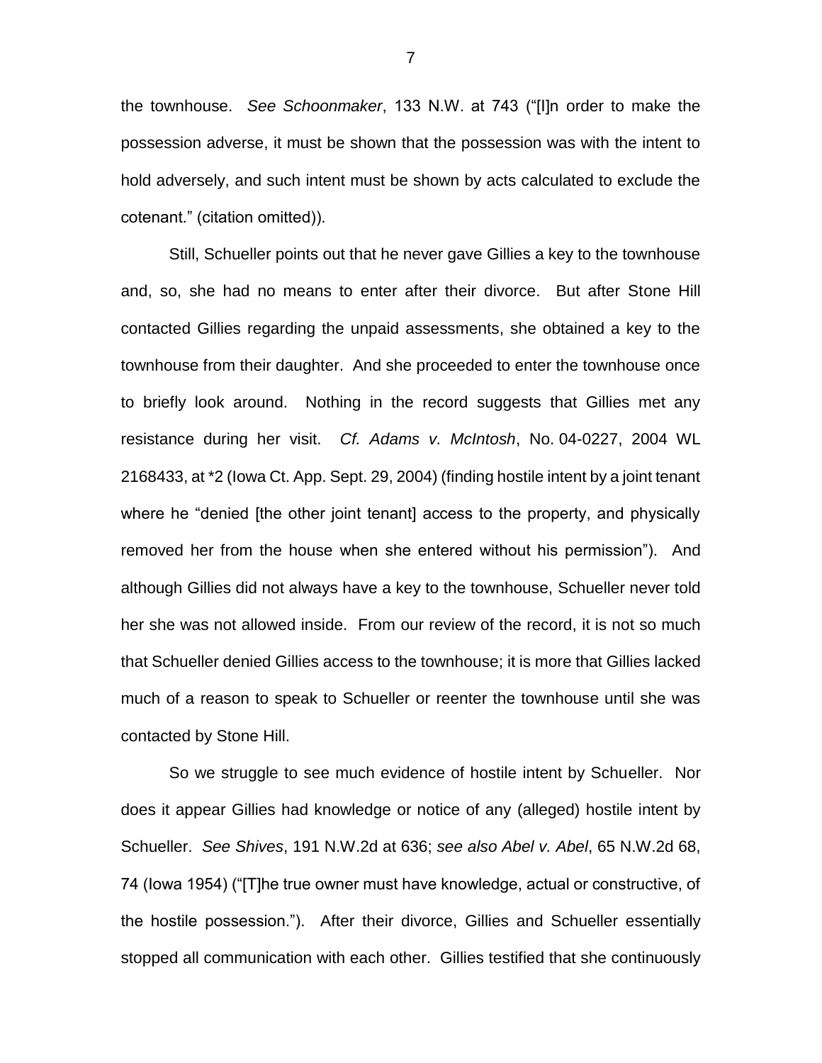the townhouse. *See Schoonmaker*, 133 N.W. at 743 ("[I]n order to make the possession adverse, it must be shown that the possession was with the intent to hold adversely, and such intent must be shown by acts calculated to exclude the cotenant." (citation omitted)).

Still, Schueller points out that he never gave Gillies a key to the townhouse and, so, she had no means to enter after their divorce. But after Stone Hill contacted Gillies regarding the unpaid assessments, she obtained a key to the townhouse from their daughter. And she proceeded to enter the townhouse once to briefly look around. Nothing in the record suggests that Gillies met any resistance during her visit. *Cf. Adams v. McIntosh*, No. 04-0227, 2004 WL 2168433, at *2 (Iowa Ct. App. Sept. 29, 2004) (finding hostile intent by a joint tenant where he "denied [the other joint tenant] access to the property, and physically removed her from the house when she entered without his permission"). And although Gillies did not always have a key to the townhouse, Schueller never told her she was not allowed inside. From our review of the record, it is not so much that Schueller denied Gillies access to the townhouse; it is more that Gillies lacked much of a reason to speak to Schueller or reenter the townhouse until she was contacted by Stone Hill.

So we struggle to see much evidence of hostile intent by Schueller. Nor does it appear Gillies had knowledge or notice of any (alleged) hostile intent by Schueller. *See Shives*, 191 N.W.2d at 636; *see also Abel v. Abel*, 65 N.W.2d 68, 74 (Iowa 1954) ("[T]he true owner must have knowledge, actual or constructive, of the hostile possession."). After their divorce, Gillies and Schueller essentially stopped all communication with each other. Gillies testified that she continuously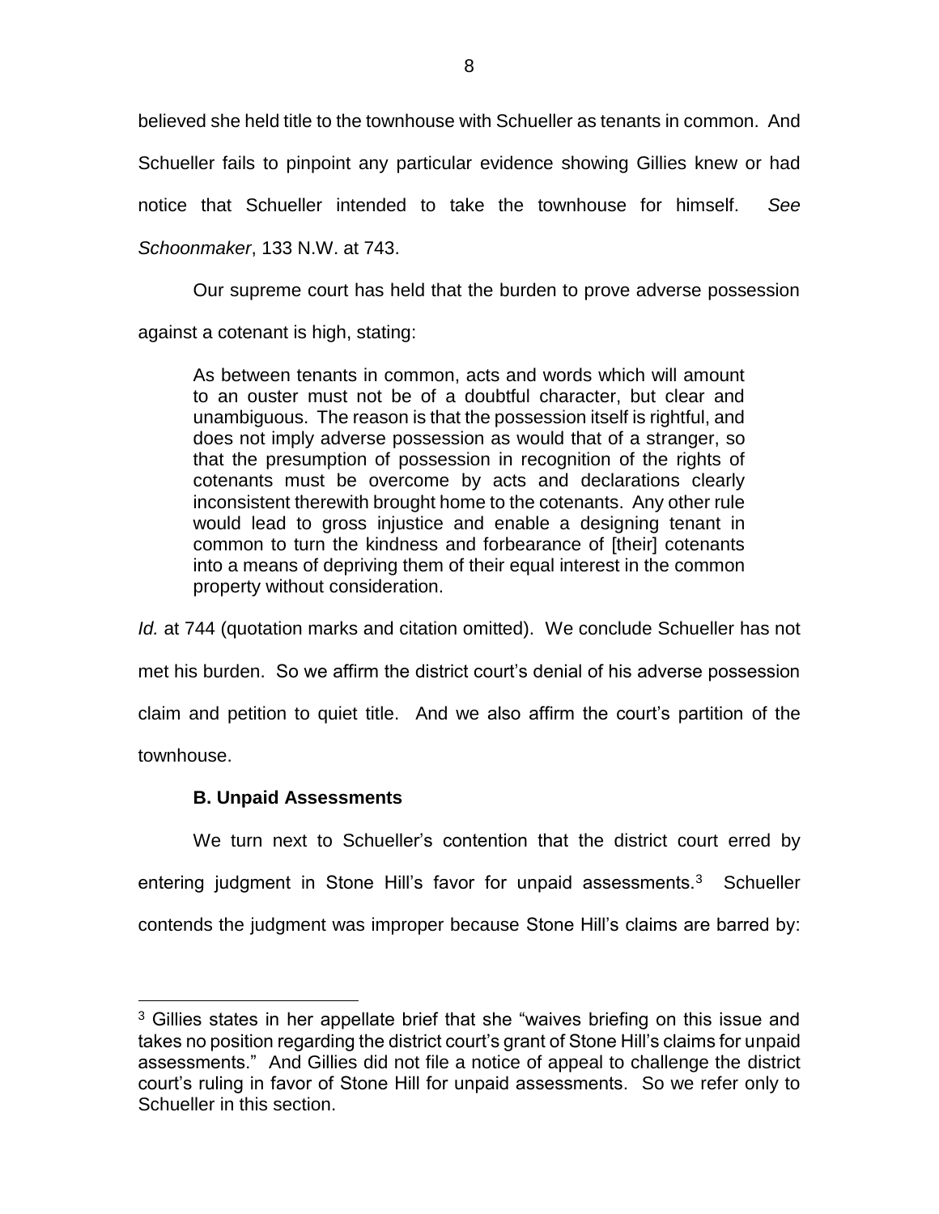believed she held title to the townhouse with Schueller as tenants in common. And Schueller fails to pinpoint any particular evidence showing Gillies knew or had notice that Schueller intended to take the townhouse for himself. *See Schoonmaker*, 133 N.W. at 743.

Our supreme court has held that the burden to prove adverse possession against a cotenant is high, stating:

> As between tenants in common, acts and words which will amount to an ouster must not be of a doubtful character, but clear and unambiguous. The reason is that the possession itself is rightful, and does not imply adverse possession as would that of a stranger, so that the presumption of possession in recognition of the rights of cotenants must be overcome by acts and declarations clearly inconsistent therewith brought home to the cotenants. Any other rule would lead to gross injustice and enable a designing tenant in common to turn the kindness and forbearance of [their] cotenants into a means of depriving them of their equal interest in the common property without consideration.

*Id.* at 744 (quotation marks and citation omitted). We conclude Schueller has not met his burden. So we affirm the district court's denial of his adverse possession claim and petition to quiet title. And we also affirm the court's partition of the townhouse.

### B. Unpaid Assessments

We turn next to Schueller's contention that the district court erred by entering judgment in Stone Hill's favor for unpaid assessments.[3] Schueller contends the judgment was improper because Stone Hill's claims are barred by:

[3] Gillies states in her appellate brief that she "waives briefing on this issue and takes no position regarding the district court's grant of Stone Hill's claims for unpaid assessments." And Gillies did not file a notice of appeal to challenge the district court's ruling in favor of Stone Hill for unpaid assessments. So we refer only to Schueller in this section.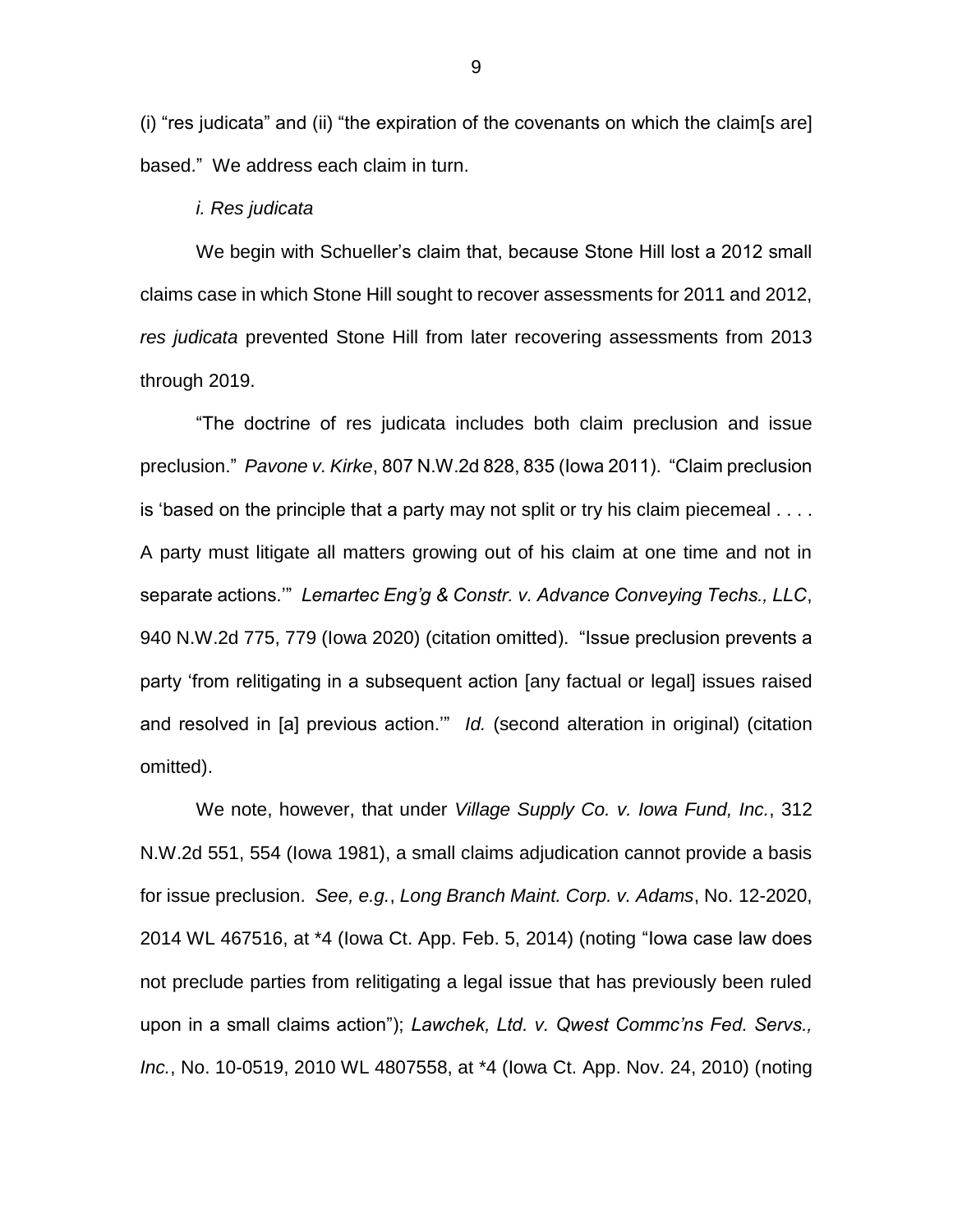(i) "res judicata" and (ii) "the expiration of the covenants on which the claim[s are] based." We address each claim in turn.

*i. Res judicata*

We begin with Schueller's claim that, because Stone Hill lost a 2012 small claims case in which Stone Hill sought to recover assessments for 2011 and 2012, *res judicata* prevented Stone Hill from later recovering assessments from 2013 through 2019.

"The doctrine of res judicata includes both claim preclusion and issue preclusion." *Pavone v. Kirke*, 807 N.W.2d 828, 835 (Iowa 2011). "Claim preclusion is 'based on the principle that a party may not split or try his claim piecemeal . . . . A party must litigate all matters growing out of his claim at one time and not in separate actions.'" *Lemartec Eng'g & Constr. v. Advance Conveying Techs., LLC*, 940 N.W.2d 775, 779 (Iowa 2020) (citation omitted). "Issue preclusion prevents a party 'from relitigating in a subsequent action [any factual or legal] issues raised and resolved in [a] previous action.'" *Id.* (second alteration in original) (citation omitted).

We note, however, that under *Village Supply Co. v. Iowa Fund, Inc.*, 312 N.W.2d 551, 554 (Iowa 1981), a small claims adjudication cannot provide a basis for issue preclusion. *See, e.g.*, *Long Branch Maint. Corp. v. Adams*, No. 12-2020, 2014 WL 467516, at *4 (Iowa Ct. App. Feb. 5, 2014) (noting "Iowa case law does not preclude parties from relitigating a legal issue that has previously been ruled upon in a small claims action"); *Lawchek, Ltd. v. Qwest Commc'ns Fed. Servs., Inc.*, No. 10-0519, 2010 WL 4807558, at *4 (Iowa Ct. App. Nov. 24, 2010) (noting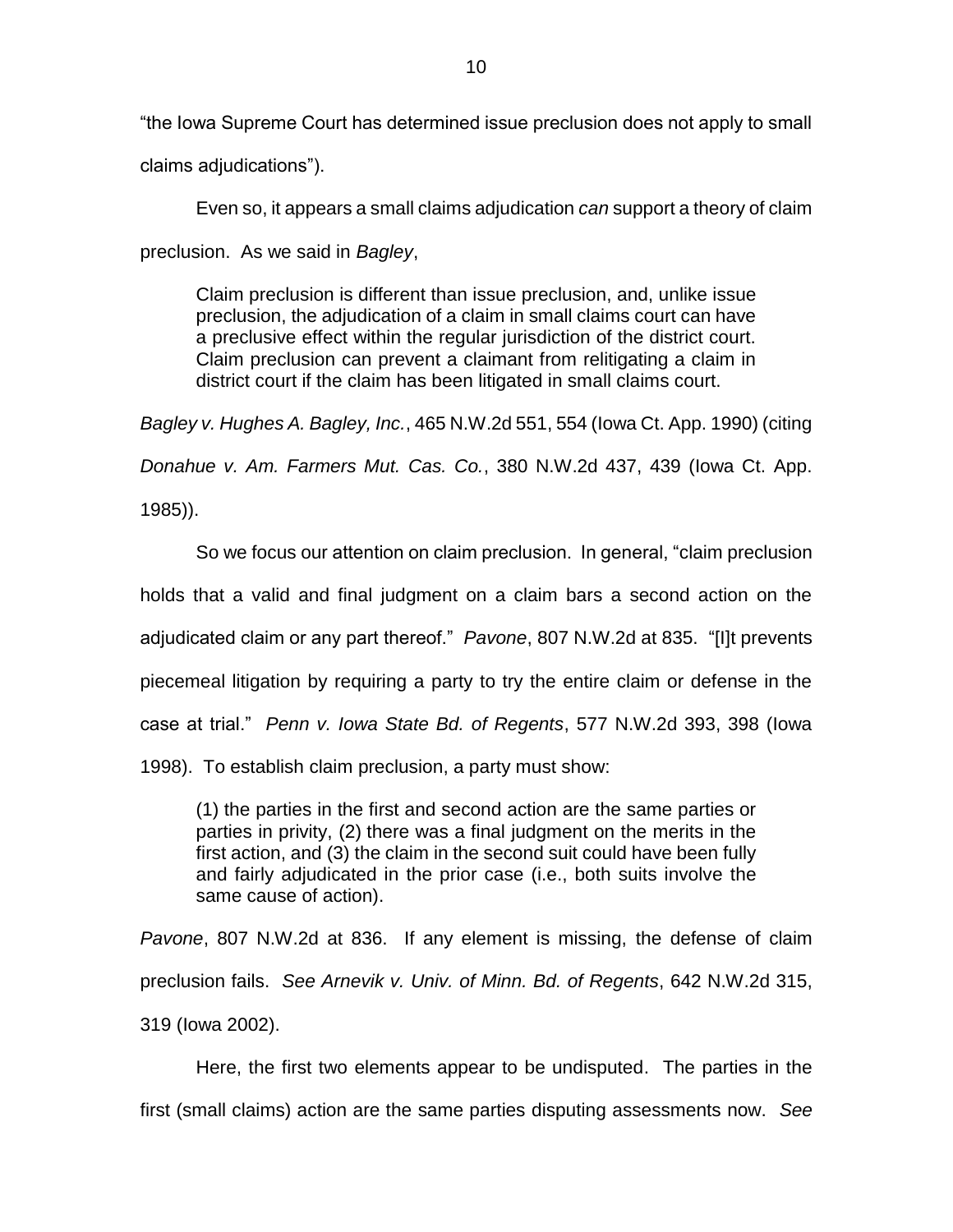"the Iowa Supreme Court has determined issue preclusion does not apply to small claims adjudications").

Even so, it appears a small claims adjudication *can* support a theory of claim preclusion. As we said in *Bagley*,

> Claim preclusion is different than issue preclusion, and, unlike issue preclusion, the adjudication of a claim in small claims court can have a preclusive effect within the regular jurisdiction of the district court. Claim preclusion can prevent a claimant from relitigating a claim in district court if the claim has been litigated in small claims court.

*Bagley v. Hughes A. Bagley, Inc.*, 465 N.W.2d 551, 554 (Iowa Ct. App. 1990) (citing *Donahue v. Am. Farmers Mut. Cas. Co.*, 380 N.W.2d 437, 439 (Iowa Ct. App. 1985)).

So we focus our attention on claim preclusion. In general, "claim preclusion holds that a valid and final judgment on a claim bars a second action on the adjudicated claim or any part thereof." *Pavone*, 807 N.W.2d at 835. "[I]t prevents piecemeal litigation by requiring a party to try the entire claim or defense in the case at trial." *Penn v. Iowa State Bd. of Regents*, 577 N.W.2d 393, 398 (Iowa 1998). To establish claim preclusion, a party must show:

> (1) the parties in the first and second action are the same parties or parties in privity, (2) there was a final judgment on the merits in the first action, and (3) the claim in the second suit could have been fully and fairly adjudicated in the prior case (i.e., both suits involve the same cause of action).

*Pavone*, 807 N.W.2d at 836. If any element is missing, the defense of claim preclusion fails. *See Arnevik v. Univ. of Minn. Bd. of Regents*, 642 N.W.2d 315, 319 (Iowa 2002).

Here, the first two elements appear to be undisputed. The parties in the first (small claims) action are the same parties disputing assessments now. *See*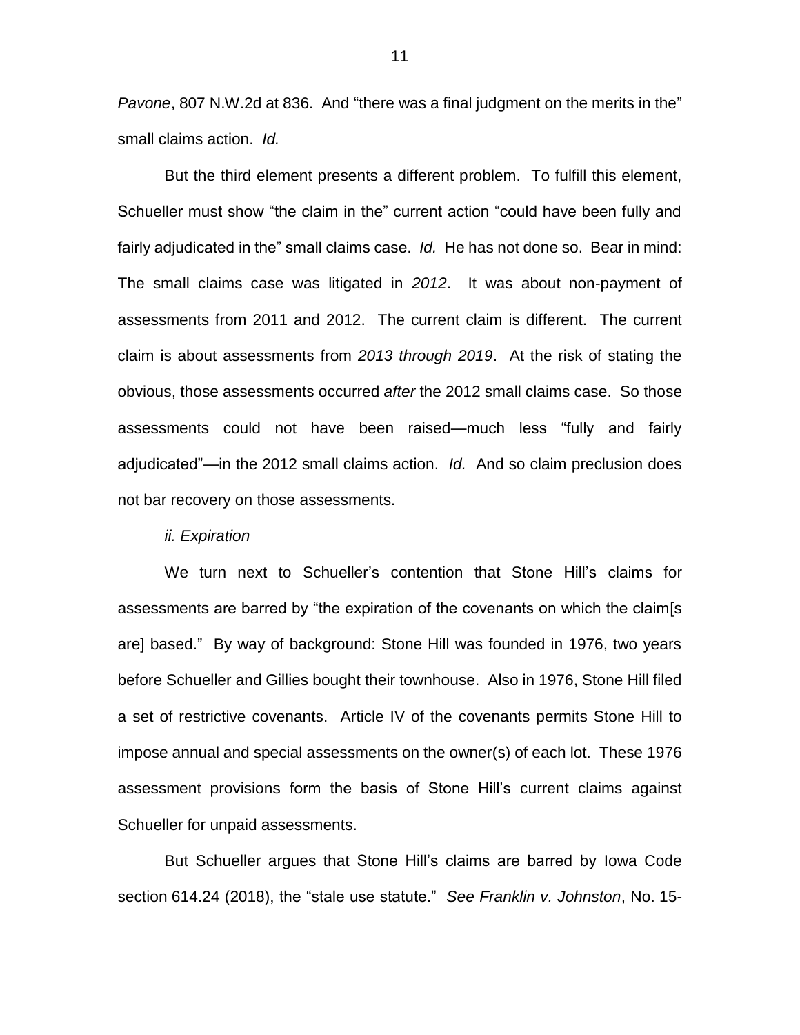*Pavone*, 807 N.W.2d at 836. And "there was a final judgment on the merits in the" small claims action. *Id.*

But the third element presents a different problem. To fulfill this element, Schueller must show "the claim in the" current action "could have been fully and fairly adjudicated in the" small claims case. *Id.* He has not done so. Bear in mind: The small claims case was litigated in *2012*. It was about non-payment of assessments from 2011 and 2012. The current claim is different. The current claim is about assessments from *2013 through 2019*. At the risk of stating the obvious, those assessments occurred *after* the 2012 small claims case. So those assessments could not have been raised—much less "fully and fairly adjudicated"—in the 2012 small claims action. *Id.* And so claim preclusion does not bar recovery on those assessments.

*ii. Expiration*

We turn next to Schueller's contention that Stone Hill's claims for assessments are barred by "the expiration of the covenants on which the claim[s are] based." By way of background: Stone Hill was founded in 1976, two years before Schueller and Gillies bought their townhouse. Also in 1976, Stone Hill filed a set of restrictive covenants. Article IV of the covenants permits Stone Hill to impose annual and special assessments on the owner(s) of each lot. These 1976 assessment provisions form the basis of Stone Hill's current claims against Schueller for unpaid assessments.

But Schueller argues that Stone Hill's claims are barred by Iowa Code section 614.24 (2018), the "stale use statute." *See Franklin v. Johnston*, No. 15-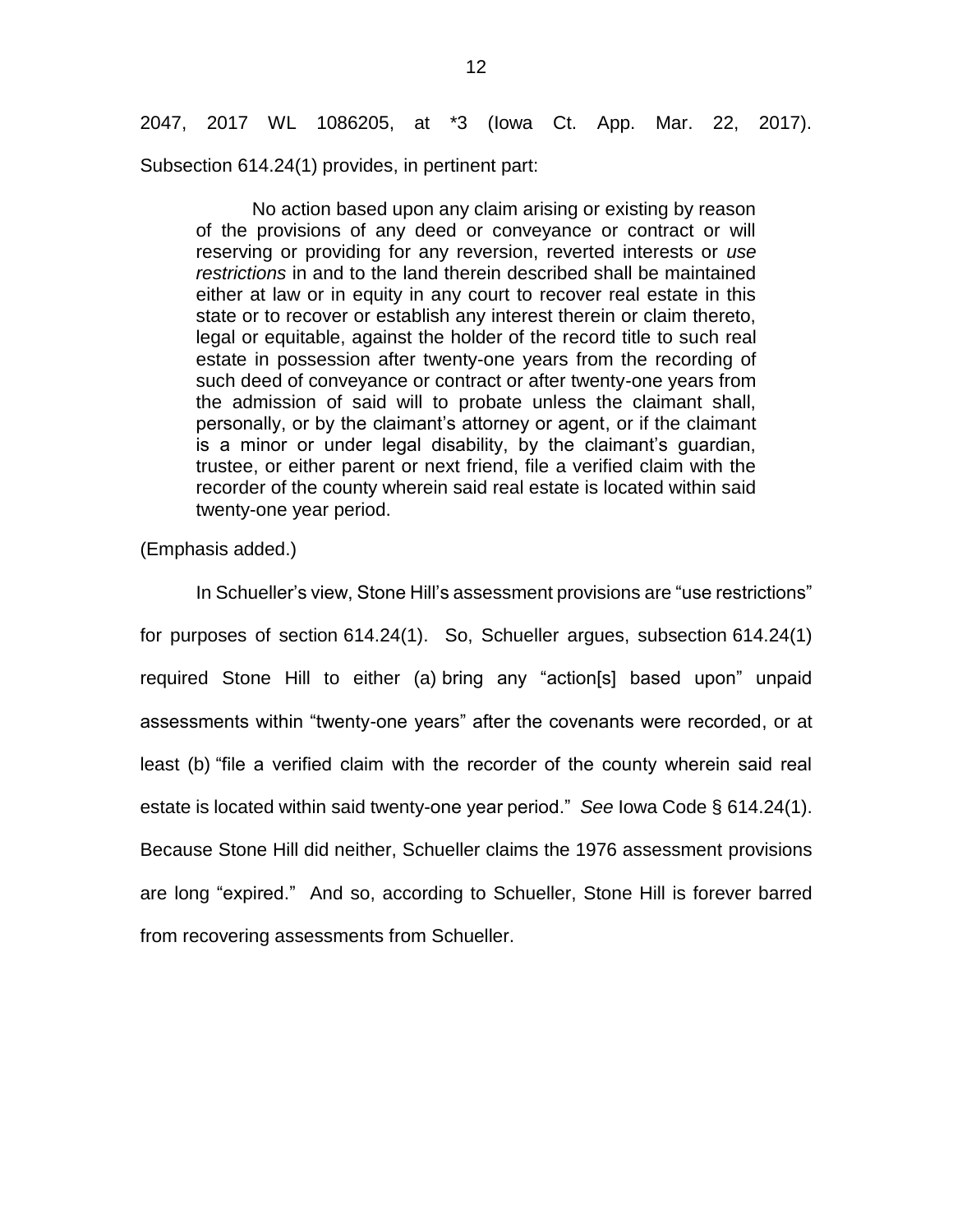2047, 2017 WL 1086205, at *3 (Iowa Ct. App. Mar. 22, 2017). Subsection 614.24(1) provides, in pertinent part:

> No action based upon any claim arising or existing by reason of the provisions of any deed or conveyance or contract or will reserving or providing for any reversion, reverted interests or *use restrictions* in and to the land therein described shall be maintained either at law or in equity in any court to recover real estate in this state or to recover or establish any interest therein or claim thereto, legal or equitable, against the holder of the record title to such real estate in possession after twenty-one years from the recording of such deed of conveyance or contract or after twenty-one years from the admission of said will to probate unless the claimant shall, personally, or by the claimant's attorney or agent, or if the claimant is a minor or under legal disability, by the claimant's guardian, trustee, or either parent or next friend, file a verified claim with the recorder of the county wherein said real estate is located within said twenty-one year period.

(Emphasis added.)

In Schueller's view, Stone Hill's assessment provisions are "use restrictions" for purposes of section 614.24(1). So, Schueller argues, subsection 614.24(1) required Stone Hill to either (a) bring any "action[s] based upon" unpaid assessments within "twenty-one years" after the covenants were recorded, or at least (b) "file a verified claim with the recorder of the county wherein said real estate is located within said twenty-one year period." *See* Iowa Code § 614.24(1). Because Stone Hill did neither, Schueller claims the 1976 assessment provisions are long "expired." And so, according to Schueller, Stone Hill is forever barred from recovering assessments from Schueller.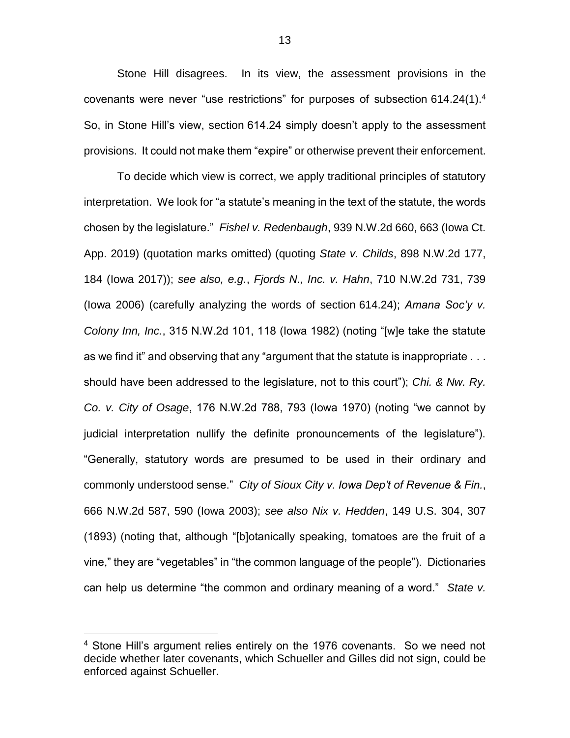Stone Hill disagrees. In its view, the assessment provisions in the covenants were never "use restrictions" for purposes of subsection 614.24(1).[4] So, in Stone Hill's view, section 614.24 simply doesn't apply to the assessment provisions. It could not make them "expire" or otherwise prevent their enforcement.

To decide which view is correct, we apply traditional principles of statutory interpretation. We look for "a statute's meaning in the text of the statute, the words chosen by the legislature." *Fishel v. Redenbaugh*, 939 N.W.2d 660, 663 (Iowa Ct. App. 2019) (quotation marks omitted) (quoting *State v. Childs*, 898 N.W.2d 177, 184 (Iowa 2017)); *see also, e.g.*, *Fjords N., Inc. v. Hahn*, 710 N.W.2d 731, 739 (Iowa 2006) (carefully analyzing the words of section 614.24); *Amana Soc'y v. Colony Inn, Inc.*, 315 N.W.2d 101, 118 (Iowa 1982) (noting "[w]e take the statute as we find it" and observing that any "argument that the statute is inappropriate . . . should have been addressed to the legislature, not to this court"); *Chi. & Nw. Ry. Co. v. City of Osage*, 176 N.W.2d 788, 793 (Iowa 1970) (noting "we cannot by judicial interpretation nullify the definite pronouncements of the legislature"). "Generally, statutory words are presumed to be used in their ordinary and commonly understood sense." *City of Sioux City v. Iowa Dep't of Revenue & Fin.*, 666 N.W.2d 587, 590 (Iowa 2003); *see also Nix v. Hedden*, 149 U.S. 304, 307 (1893) (noting that, although "[b]otanically speaking, tomatoes are the fruit of a vine," they are "vegetables" in "the common language of the people"). Dictionaries can help us determine "the common and ordinary meaning of a word." *State v.*

---

[4] Stone Hill's argument relies entirely on the 1976 covenants. So we need not decide whether later covenants, which Schueller and Gilles did not sign, could be enforced against Schueller.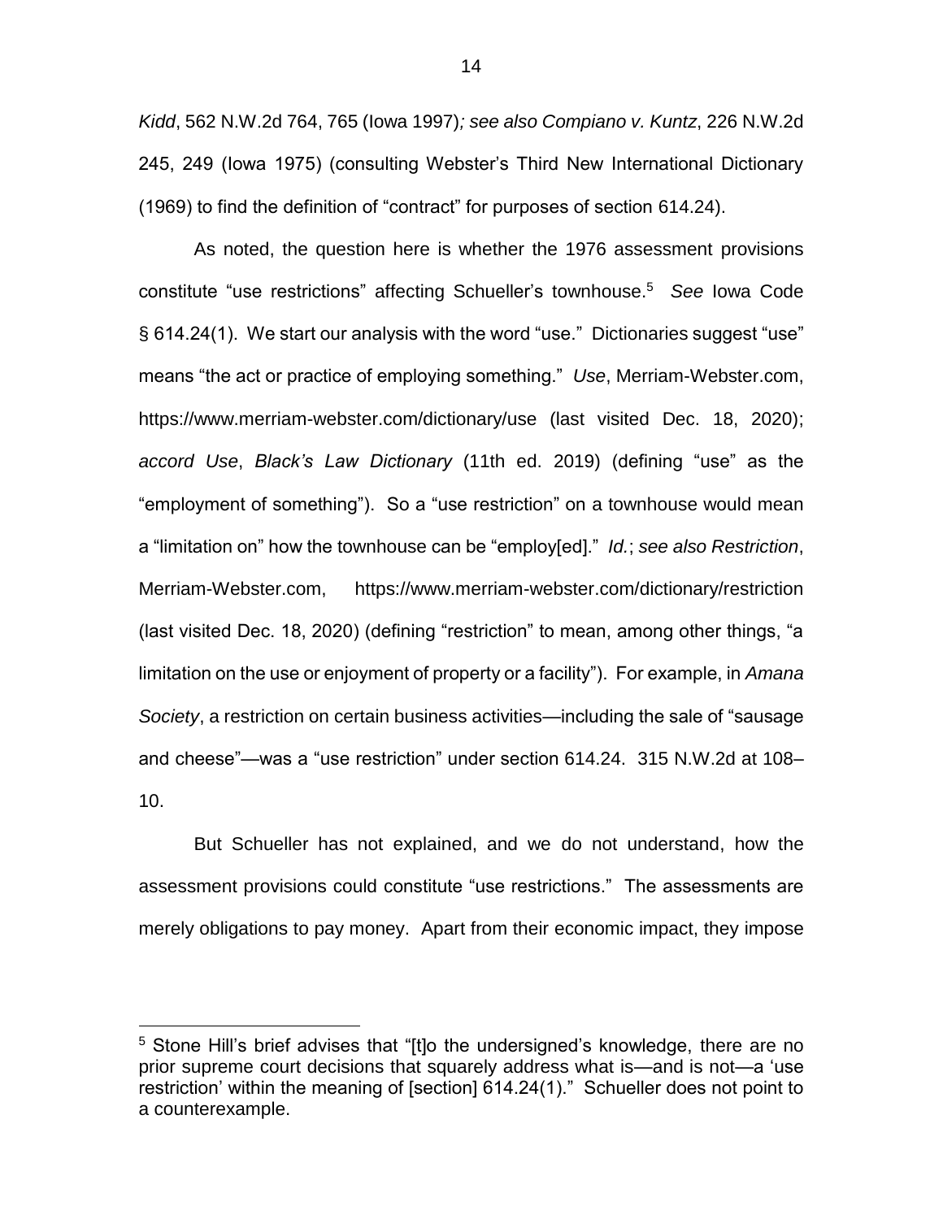*Kidd*, 562 N.W.2d 764, 765 (Iowa 1997)*; see also Compiano v. Kuntz*, 226 N.W.2d 245, 249 (Iowa 1975) (consulting Webster's Third New International Dictionary (1969) to find the definition of "contract" for purposes of section 614.24).

As noted, the question here is whether the 1976 assessment provisions constitute "use restrictions" affecting Schueller's townhouse.[5] *See* Iowa Code § 614.24(1). We start our analysis with the word "use." Dictionaries suggest "use" means "the act or practice of employing something." *Use*, Merriam-Webster.com, https://www.merriam-webster.com/dictionary/use (last visited Dec. 18, 2020); *accord Use*, *Black's Law Dictionary* (11th ed. 2019) (defining "use" as the "employment of something"). So a "use restriction" on a townhouse would mean a "limitation on" how the townhouse can be "employ[ed]." *Id.*; *see also Restriction*, Merriam-Webster.com, https://www.merriam-webster.com/dictionary/restriction (last visited Dec. 18, 2020) (defining "restriction" to mean, among other things, "a limitation on the use or enjoyment of property or a facility"). For example, in *Amana Society*, a restriction on certain business activities—including the sale of "sausage and cheese"—was a "use restriction" under section 614.24. 315 N.W.2d at 108–10.

But Schueller has not explained, and we do not understand, how the assessment provisions could constitute "use restrictions." The assessments are merely obligations to pay money. Apart from their economic impact, they impose

[5] Stone Hill's brief advises that "[t]o the undersigned's knowledge, there are no prior supreme court decisions that squarely address what is—and is not—a 'use restriction' within the meaning of [section] 614.24(1)." Schueller does not point to a counterexample.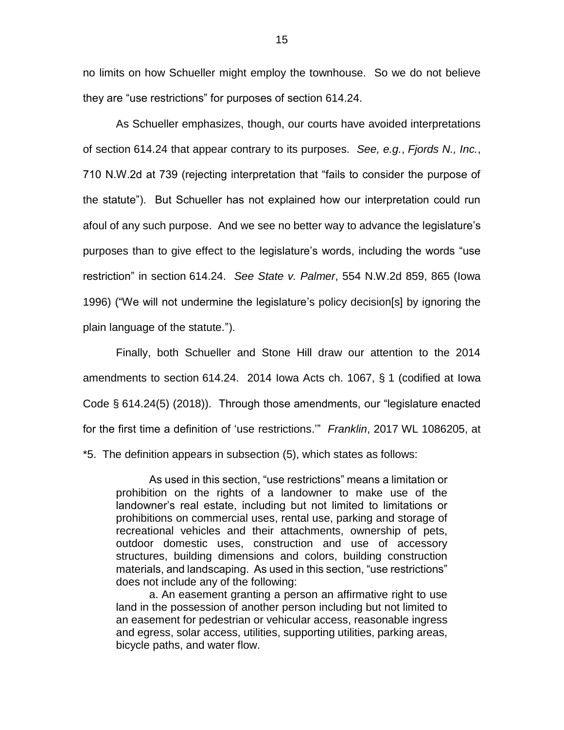no limits on how Schueller might employ the townhouse. So we do not believe they are "use restrictions" for purposes of section 614.24.

As Schueller emphasizes, though, our courts have avoided interpretations of section 614.24 that appear contrary to its purposes. *See, e.g.*, *Fjords N., Inc.*, 710 N.W.2d at 739 (rejecting interpretation that "fails to consider the purpose of the statute"). But Schueller has not explained how our interpretation could run afoul of any such purpose. And we see no better way to advance the legislature's purposes than to give effect to the legislature's words, including the words "use restriction" in section 614.24. *See State v. Palmer*, 554 N.W.2d 859, 865 (Iowa 1996) ("We will not undermine the legislature's policy decision[s] by ignoring the plain language of the statute.").

Finally, both Schueller and Stone Hill draw our attention to the 2014 amendments to section 614.24. 2014 Iowa Acts ch. 1067, § 1 (codified at Iowa Code § 614.24(5) (2018)). Through those amendments, our "legislature enacted for the first time a definition of 'use restrictions.'" *Franklin*, 2017 WL 1086205, at *5. The definition appears in subsection (5), which states as follows:

> As used in this section, "use restrictions" means a limitation or prohibition on the rights of a landowner to make use of the landowner's real estate, including but not limited to limitations or prohibitions on commercial uses, rental use, parking and storage of recreational vehicles and their attachments, ownership of pets, outdoor domestic uses, construction and use of accessory structures, building dimensions and colors, building construction materials, and landscaping. As used in this section, "use restrictions" does not include any of the following:
>
> a. An easement granting a person an affirmative right to use land in the possession of another person including but not limited to an easement for pedestrian or vehicular access, reasonable ingress and egress, solar access, utilities, supporting utilities, parking areas, bicycle paths, and water flow.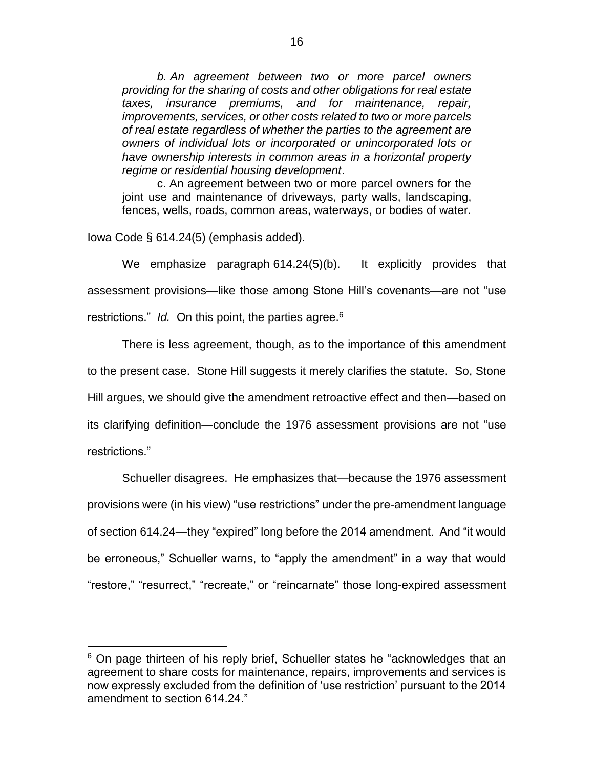*b. An agreement between two or more parcel owners providing for the sharing of costs and other obligations for real estate taxes, insurance premiums, and for maintenance, repair, improvements, services, or other costs related to two or more parcels of real estate regardless of whether the parties to the agreement are owners of individual lots or incorporated or unincorporated lots or have ownership interests in common areas in a horizontal property regime or residential housing development*.

c. An agreement between two or more parcel owners for the joint use and maintenance of driveways, party walls, landscaping, fences, wells, roads, common areas, waterways, or bodies of water.

Iowa Code § 614.24(5) (emphasis added).

We emphasize paragraph 614.24(5)(b). It explicitly provides that assessment provisions—like those among Stone Hill's covenants—are not "use restrictions." *Id.* On this point, the parties agree.[6]

There is less agreement, though, as to the importance of this amendment to the present case. Stone Hill suggests it merely clarifies the statute. So, Stone Hill argues, we should give the amendment retroactive effect and then—based on its clarifying definition—conclude the 1976 assessment provisions are not "use restrictions."

Schueller disagrees. He emphasizes that—because the 1976 assessment provisions were (in his view) "use restrictions" under the pre-amendment language of section 614.24—they "expired" long before the 2014 amendment. And "it would be erroneous," Schueller warns, to "apply the amendment" in a way that would "restore," "resurrect," "recreate," or "reincarnate" those long-expired assessment

[6] On page thirteen of his reply brief, Schueller states he "acknowledges that an agreement to share costs for maintenance, repairs, improvements and services is now expressly excluded from the definition of 'use restriction' pursuant to the 2014 amendment to section 614.24."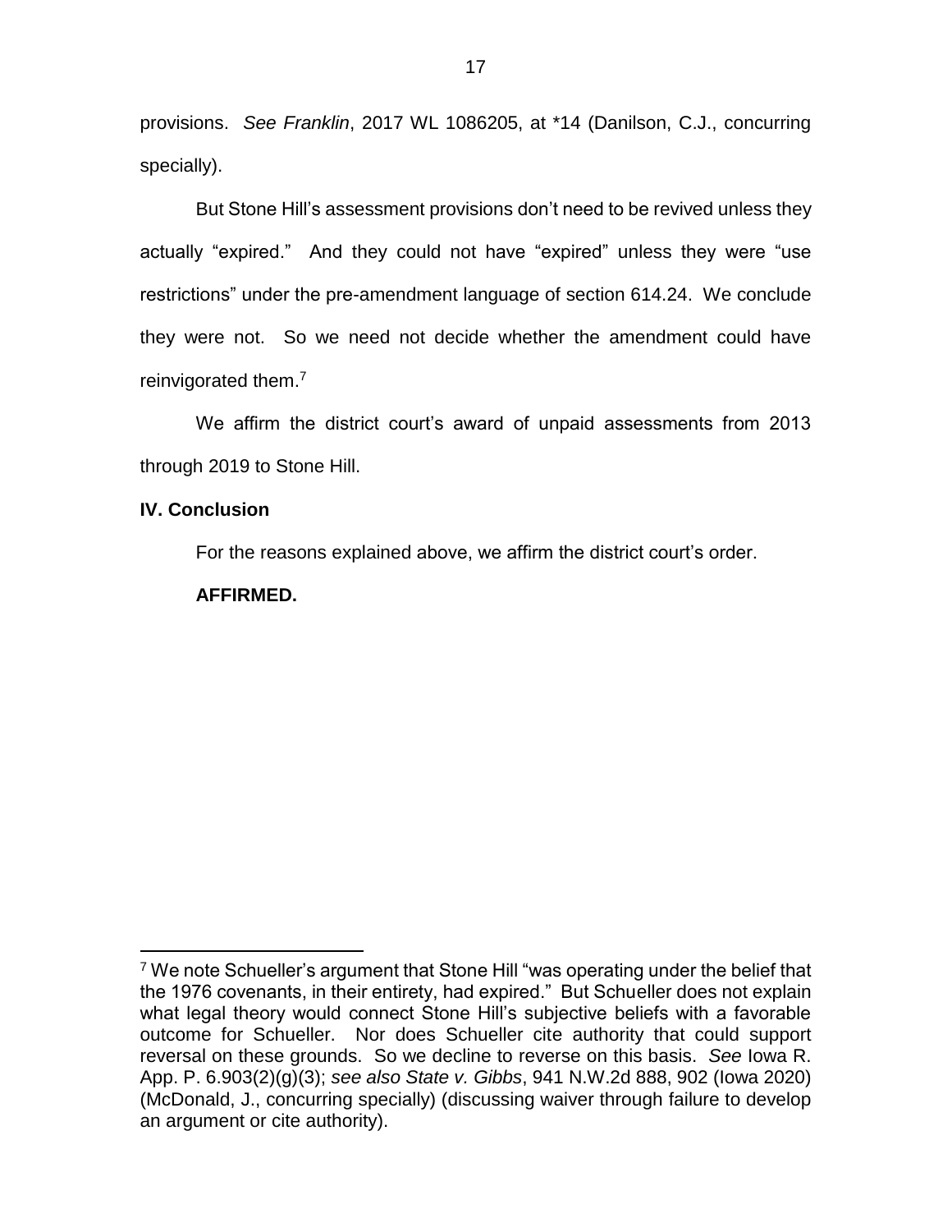provisions. *See Franklin*, 2017 WL 1086205, at *14 (Danilson, C.J., concurring specially).

But Stone Hill's assessment provisions don't need to be revived unless they actually "expired." And they could not have "expired" unless they were "use restrictions" under the pre-amendment language of section 614.24. We conclude they were not. So we need not decide whether the amendment could have reinvigorated them.[7]

We affirm the district court's award of unpaid assessments from 2013 through 2019 to Stone Hill.

**IV. Conclusion**

For the reasons explained above, we affirm the district court's order.

**AFFIRMED.**

---

[7] We note Schueller's argument that Stone Hill "was operating under the belief that the 1976 covenants, in their entirety, had expired." But Schueller does not explain what legal theory would connect Stone Hill's subjective beliefs with a favorable outcome for Schueller. Nor does Schueller cite authority that could support reversal on these grounds. So we decline to reverse on this basis. *See* Iowa R. App. P. 6.903(2)(g)(3); *see also State v. Gibbs*, 941 N.W.2d 888, 902 (Iowa 2020) (McDonald, J., concurring specially) (discussing waiver through failure to develop an argument or cite authority).